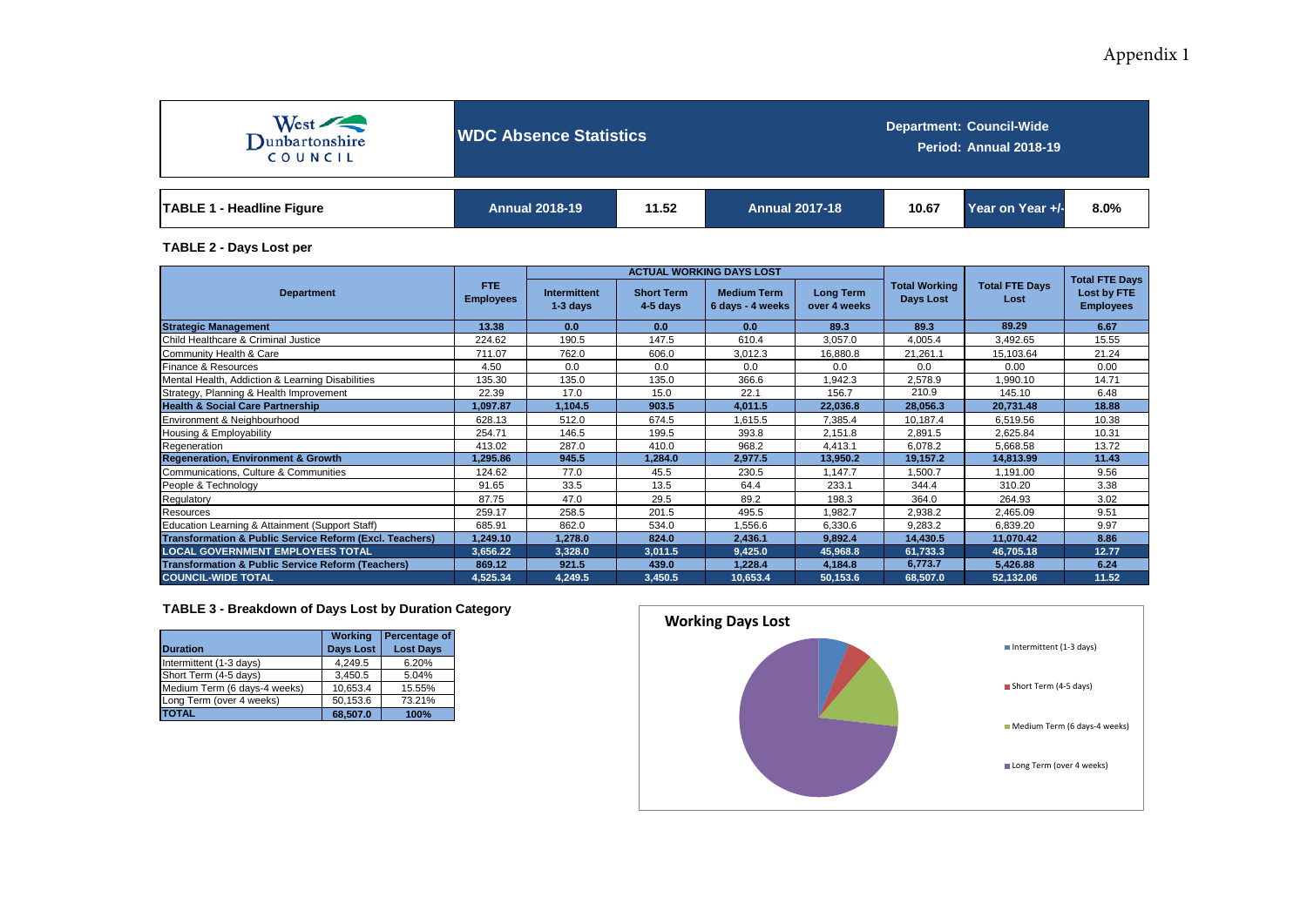Appendix 1

West Dunbartonshire COUNCIL

## WDC Absence Statistics

**Department: Council-Wide**
**Period: Annual 2018-19**

| TABLE 1 - Headline Figure | Annual 2018-19 | 11.52 | Annual 2017-18 | 10.67 | Year on Year +/- | 8.0% |
|---|---|---|---|---|---|---|

### TABLE 2 - Days Lost per

| Department | FTE Employees | ACTUAL WORKING DAYS LOST | | | | Total Working Days Lost | Total FTE Days Lost | Total FTE Days Lost by FTE Employees |
|---|---|---|---|---|---|---|---|---|
| | | Intermittent 1-3 days | Short Term 4-5 days | Medium Term 6 days - 4 weeks | Long Term over 4 weeks | | | |
| **Strategic Management** | **13.38** | **0.0** | **0.0** | **0.0** | **89.3** | **89.3** | **89.29** | **6.67** |
| Child Healthcare & Criminal Justice | 224.62 | 190.5 | 147.5 | 610.4 | 3,057.0 | 4,005.4 | 3,492.65 | 15.55 |
| Community Health & Care | 711.07 | 762.0 | 606.0 | 3,012.3 | 16,880.8 | 21,261.1 | 15,103.64 | 21.24 |
| Finance & Resources | 4.50 | 0.0 | 0.0 | 0.0 | 0.0 | 0.0 | 0.00 | 0.00 |
| Mental Health, Addiction & Learning Disabilities | 135.30 | 135.0 | 135.0 | 366.6 | 1,942.3 | 2,578.9 | 1,990.10 | 14.71 |
| Strategy, Planning & Health Improvement | 22.39 | 17.0 | 15.0 | 22.1 | 156.7 | 210.9 | 145.10 | 6.48 |
| **Health & Social Care Partnership** | **1,097.87** | **1,104.5** | **903.5** | **4,011.5** | **22,036.8** | **28,056.3** | **20,731.48** | **18.88** |
| Environment & Neighbourhood | 628.13 | 512.0 | 674.5 | 1,615.5 | 7,385.4 | 10,187.4 | 6,519.56 | 10.38 |
| Housing & Employability | 254.71 | 146.5 | 199.5 | 393.8 | 2,151.8 | 2,891.5 | 2,625.84 | 10.31 |
| Regeneration | 413.02 | 287.0 | 410.0 | 968.2 | 4,413.1 | 6,078.2 | 5,668.58 | 13.72 |
| **Regeneration, Environment & Growth** | **1,295.86** | **945.5** | **1,284.0** | **2,977.5** | **13,950.2** | **19,157.2** | **14,813.99** | **11.43** |
| Communications, Culture & Communities | 124.62 | 77.0 | 45.5 | 230.5 | 1,147.7 | 1,500.7 | 1,191.00 | 9.56 |
| People & Technology | 91.65 | 33.5 | 13.5 | 64.4 | 233.1 | 344.4 | 310.20 | 3.38 |
| Regulatory | 87.75 | 47.0 | 29.5 | 89.2 | 198.3 | 364.0 | 264.93 | 3.02 |
| Resources | 259.17 | 258.5 | 201.5 | 495.5 | 1,982.7 | 2,938.2 | 2,465.09 | 9.51 |
| Education Learning & Attainment (Support Staff) | 685.91 | 862.0 | 534.0 | 1,556.6 | 6,330.6 | 9,283.2 | 6,839.20 | 9.97 |
| **Transformation & Public Service Reform (Excl. Teachers)** | **1,249.10** | **1,278.0** | **824.0** | **2,436.1** | **9,892.4** | **14,430.5** | **11,070.42** | **8.86** |
| **LOCAL GOVERNMENT EMPLOYEES TOTAL** | **3,656.22** | **3,328.0** | **3,011.5** | **9,425.0** | **45,968.8** | **61,733.3** | **46,705.18** | **12.77** |
| **Transformation & Public Service Reform (Teachers)** | **869.12** | **921.5** | **439.0** | **1,228.4** | **4,184.8** | **6,773.7** | **5,426.88** | **6.24** |
| **COUNCIL-WIDE TOTAL** | **4,525.34** | **4,249.5** | **3,450.5** | **10,653.4** | **50,153.6** | **68,507.0** | **52,132.06** | **11.52** |

### TABLE 3 - Breakdown of Days Lost by Duration Category

| Duration | Working Days Lost | Percentage of Lost Days |
|---|---|---|
| Intermittent (1-3 days) | 4,249.5 | 6.20% |
| Short Term (4-5 days) | 3,450.5 | 5.04% |
| Medium Term (6 days-4 weeks) | 10,653.4 | 15.55% |
| Long Term (over 4 weeks) | 50,153.6 | 73.21% |
| **TOTAL** | **68,507.0** | **100%** |

**Working Days Lost**

- Intermittent (1-3 days)
- Short Term (4-5 days)
- Medium Term (6 days-4 weeks)
- Long Term (over 4 weeks)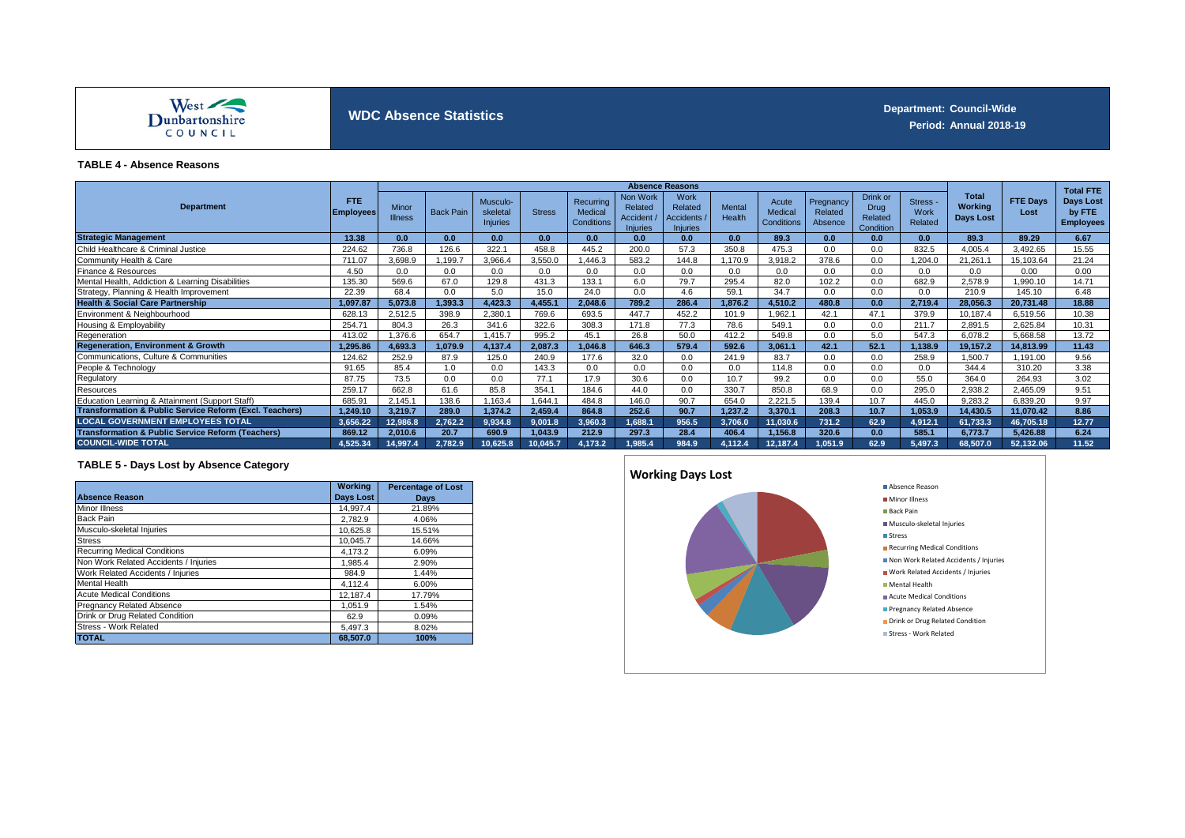West Dunbartonshire COUNCIL

## WDC Absence Statistics

**Department: Council-Wide**
**Period: Annual 2018-19**

### TABLE 4 - Absence Reasons

| Department | FTE Employees | Absence Reasons | | | | | | | | | | | | Total Working Days Lost | FTE Days Lost | Total FTE Days Lost by FTE Employees |
|---|---|---|---|---|---|---|---|---|---|---|---|---|---|---|---|---|
| | | Minor Illness | Back Pain | Musculo-skeletal Injuries | Stress | Recurring Medical Conditions | Non Work Related Accident / Injuries | Work Related Accidents / Injuries | Mental Health | Acute Medical Conditions | Pregnancy Related Absence | Drink or Drug Related Condition | Stress - Work Related | | | |
| **Strategic Management** | **13.38** | **0.0** | **0.0** | **0.0** | **0.0** | **0.0** | **0.0** | **0.0** | **0.0** | **89.3** | **0.0** | **0.0** | **0.0** | **89.3** | **89.29** | **6.67** |
| Child Healthcare & Criminal Justice | 224.62 | 736.8 | 126.6 | 322.1 | 458.8 | 445.2 | 200.0 | 57.3 | 350.8 | 475.3 | 0.0 | 0.0 | 832.5 | 4,005.4 | 3,492.65 | 15.55 |
| Community Health & Care | 711.07 | 3,698.9 | 1,199.7 | 3,966.4 | 3,550.0 | 1,446.3 | 583.2 | 144.8 | 1,170.9 | 3,918.2 | 378.6 | 0.0 | 1,204.0 | 21,261.1 | 15,103.64 | 21.24 |
| Finance & Resources | 4.50 | 0.0 | 0.0 | 0.0 | 0.0 | 0.0 | 0.0 | 0.0 | 0.0 | 0.0 | 0.0 | 0.0 | 0.0 | 0.0 | 0.00 | 0.00 |
| Mental Health, Addiction & Learning Disabilities | 135.30 | 569.6 | 67.0 | 129.8 | 431.3 | 133.1 | 6.0 | 79.7 | 295.4 | 82.0 | 102.2 | 0.0 | 682.9 | 2,578.9 | 1,990.10 | 14.71 |
| Strategy, Planning & Health Improvement | 22.39 | 68.4 | 0.0 | 5.0 | 15.0 | 24.0 | 0.0 | 4.6 | 59.1 | 34.7 | 0.0 | 0.0 | 0.0 | 210.9 | 145.10 | 6.48 |
| **Health & Social Care Partnership** | **1,097.87** | **5,073.8** | **1,393.3** | **4,423.3** | **4,455.1** | **2,048.6** | **789.2** | **286.4** | **1,876.2** | **4,510.2** | **480.8** | **0.0** | **2,719.4** | **28,056.3** | **20,731.48** | **18.88** |
| Environment & Neighbourhood | 628.13 | 2,512.5 | 398.9 | 2,380.1 | 769.6 | 693.5 | 447.7 | 452.2 | 101.9 | 1,962.1 | 42.1 | 47.1 | 379.9 | 10,187.4 | 6,519.56 | 10.38 |
| Housing & Employability | 254.71 | 804.3 | 26.3 | 341.6 | 322.6 | 308.3 | 171.8 | 77.3 | 78.6 | 549.1 | 0.0 | 0.0 | 211.7 | 2,891.5 | 2,625.84 | 10.31 |
| Regeneration | 413.02 | 1,376.6 | 654.7 | 1,415.7 | 995.2 | 45.1 | 26.8 | 50.0 | 412.2 | 549.8 | 0.0 | 5.0 | 547.3 | 6,078.2 | 5,668.58 | 13.72 |
| **Regeneration, Environment & Growth** | **1,295.86** | **4,693.3** | **1,079.9** | **4,137.4** | **2,087.3** | **1,046.8** | **646.3** | **579.4** | **592.6** | **3,061.1** | **42.1** | **52.1** | **1,138.9** | **19,157.2** | **14,813.99** | **11.43** |
| Communications, Culture & Communities | 124.62 | 252.9 | 87.9 | 125.0 | 240.9 | 177.6 | 32.0 | 0.0 | 241.9 | 83.7 | 0.0 | 0.0 | 258.9 | 1,500.7 | 1,191.00 | 9.56 |
| People & Technology | 91.65 | 85.4 | 1.0 | 0.0 | 143.3 | 0.0 | 0.0 | 0.0 | 0.0 | 114.8 | 0.0 | 0.0 | 0.0 | 344.4 | 310.20 | 3.38 |
| Regulatory | 87.75 | 73.5 | 0.0 | 0.0 | 77.1 | 17.9 | 30.6 | 0.0 | 10.7 | 99.2 | 0.0 | 0.0 | 55.0 | 364.0 | 264.93 | 3.02 |
| Resources | 259.17 | 662.8 | 61.6 | 85.8 | 354.1 | 184.6 | 44.0 | 0.0 | 330.7 | 850.8 | 68.9 | 0.0 | 295.0 | 2,938.2 | 2,465.09 | 9.51 |
| Education Learning & Attainment (Support Staff) | 685.91 | 2,145.1 | 138.6 | 1,163.4 | 1,644.1 | 484.8 | 146.0 | 90.7 | 654.0 | 2,221.5 | 139.4 | 10.7 | 445.0 | 9,283.2 | 6,839.20 | 9.97 |
| **Transformation & Public Service Reform (Excl. Teachers)** | **1,249.10** | **3,219.7** | **289.0** | **1,374.2** | **2,459.4** | **864.8** | **252.6** | **90.7** | **1,237.2** | **3,370.1** | **208.3** | **10.7** | **1,053.9** | **14,430.5** | **11,070.42** | **8.86** |
| **LOCAL GOVERNMENT EMPLOYEES TOTAL** | **3,656.22** | **12,986.8** | **2,762.2** | **9,934.8** | **9,001.8** | **3,960.3** | **1,688.1** | **956.5** | **3,706.0** | **11,030.6** | **731.2** | **62.9** | **4,912.1** | **61,733.3** | **46,705.18** | **12.77** |
| **Transformation & Public Service Reform (Teachers)** | **869.12** | **2,010.6** | **20.7** | **690.9** | **1,043.9** | **212.9** | **297.3** | **28.4** | **406.4** | **1,156.8** | **320.6** | **0.0** | **585.1** | **6,773.7** | **5,426.88** | **6.24** |
| **COUNCIL-WIDE TOTAL** | **4,525.34** | **14,997.4** | **2,782.9** | **10,625.8** | **10,045.7** | **4,173.2** | **1,985.4** | **984.9** | **4,112.4** | **12,187.4** | **1,051.9** | **62.9** | **5,497.3** | **68,507.0** | **52,132.06** | **11.52** |

### TABLE 5 - Days Lost by Absence Category

| Absence Reason | Working Days Lost | Percentage of Lost Days |
|---|---|---|
| Minor Illness | 14,997.4 | 21.89% |
| Back Pain | 2,782.9 | 4.06% |
| Musculo-skeletal Injuries | 10,625.8 | 15.51% |
| Stress | 10,045.7 | 14.66% |
| Recurring Medical Conditions | 4,173.2 | 6.09% |
| Non Work Related Accidents / Injuries | 1,985.4 | 2.90% |
| Work Related Accidents / Injuries | 984.9 | 1.44% |
| Mental Health | 4,112.4 | 6.00% |
| Acute Medical Conditions | 12,187.4 | 17.79% |
| Pregnancy Related Absence | 1,051.9 | 1.54% |
| Drink or Drug Related Condition | 62.9 | 0.09% |
| Stress - Work Related | 5,497.3 | 8.02% |
| **TOTAL** | **68,507.0** | **100%** |

**Working Days Lost**

Absence Reason
Minor Illness
Back Pain
Musculo-skeletal Injuries
Stress
Recurring Medical Conditions
Non Work Related Accidents / Injuries
Work Related Accidents / Injuries
Mental Health
Acute Medical Conditions
Pregnancy Related Absence
Drink or Drug Related Condition
Stress - Work Related